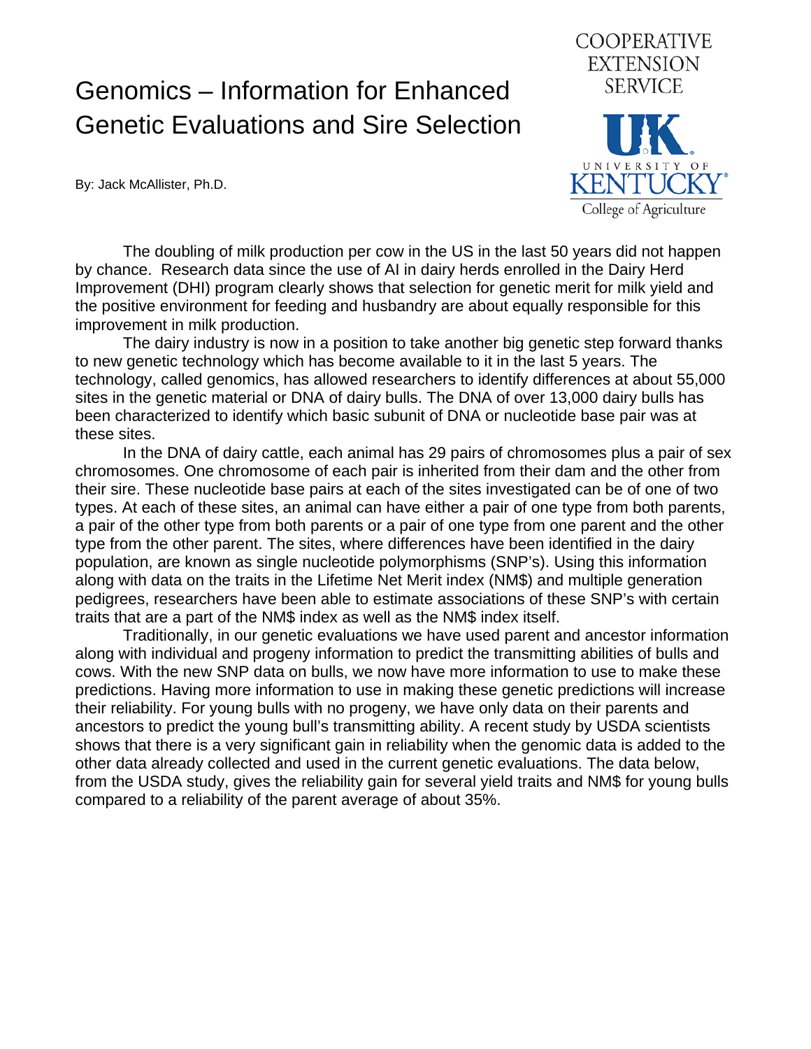# Genomics – Information for Enhanced Genetic Evaluations and Sire Selection

COOPERATIVE EXTENSION SERVICE

UNIVERSITY OF KENTUCKY College of Agriculture

By: Jack McAllister, Ph.D.

The doubling of milk production per cow in the US in the last 50 years did not happen by chance. Research data since the use of AI in dairy herds enrolled in the Dairy Herd Improvement (DHI) program clearly shows that selection for genetic merit for milk yield and the positive environment for feeding and husbandry are about equally responsible for this improvement in milk production.

The dairy industry is now in a position to take another big genetic step forward thanks to new genetic technology which has become available to it in the last 5 years. The technology, called genomics, has allowed researchers to identify differences at about 55,000 sites in the genetic material or DNA of dairy bulls. The DNA of over 13,000 dairy bulls has been characterized to identify which basic subunit of DNA or nucleotide base pair was at these sites.

In the DNA of dairy cattle, each animal has 29 pairs of chromosomes plus a pair of sex chromosomes. One chromosome of each pair is inherited from their dam and the other from their sire. These nucleotide base pairs at each of the sites investigated can be of one of two types. At each of these sites, an animal can have either a pair of one type from both parents, a pair of the other type from both parents or a pair of one type from one parent and the other type from the other parent. The sites, where differences have been identified in the dairy population, are known as single nucleotide polymorphisms (SNP's). Using this information along with data on the traits in the Lifetime Net Merit index (NM$) and multiple generation pedigrees, researchers have been able to estimate associations of these SNP's with certain traits that are a part of the NM$ index as well as the NM$ index itself.

Traditionally, in our genetic evaluations we have used parent and ancestor information along with individual and progeny information to predict the transmitting abilities of bulls and cows. With the new SNP data on bulls, we now have more information to use to make these predictions. Having more information to use in making these genetic predictions will increase their reliability. For young bulls with no progeny, we have only data on their parents and ancestors to predict the young bull's transmitting ability. A recent study by USDA scientists shows that there is a very significant gain in reliability when the genomic data is added to the other data already collected and used in the current genetic evaluations. The data below, from the USDA study, gives the reliability gain for several yield traits and NM$ for young bulls compared to a reliability of the parent average of about 35%.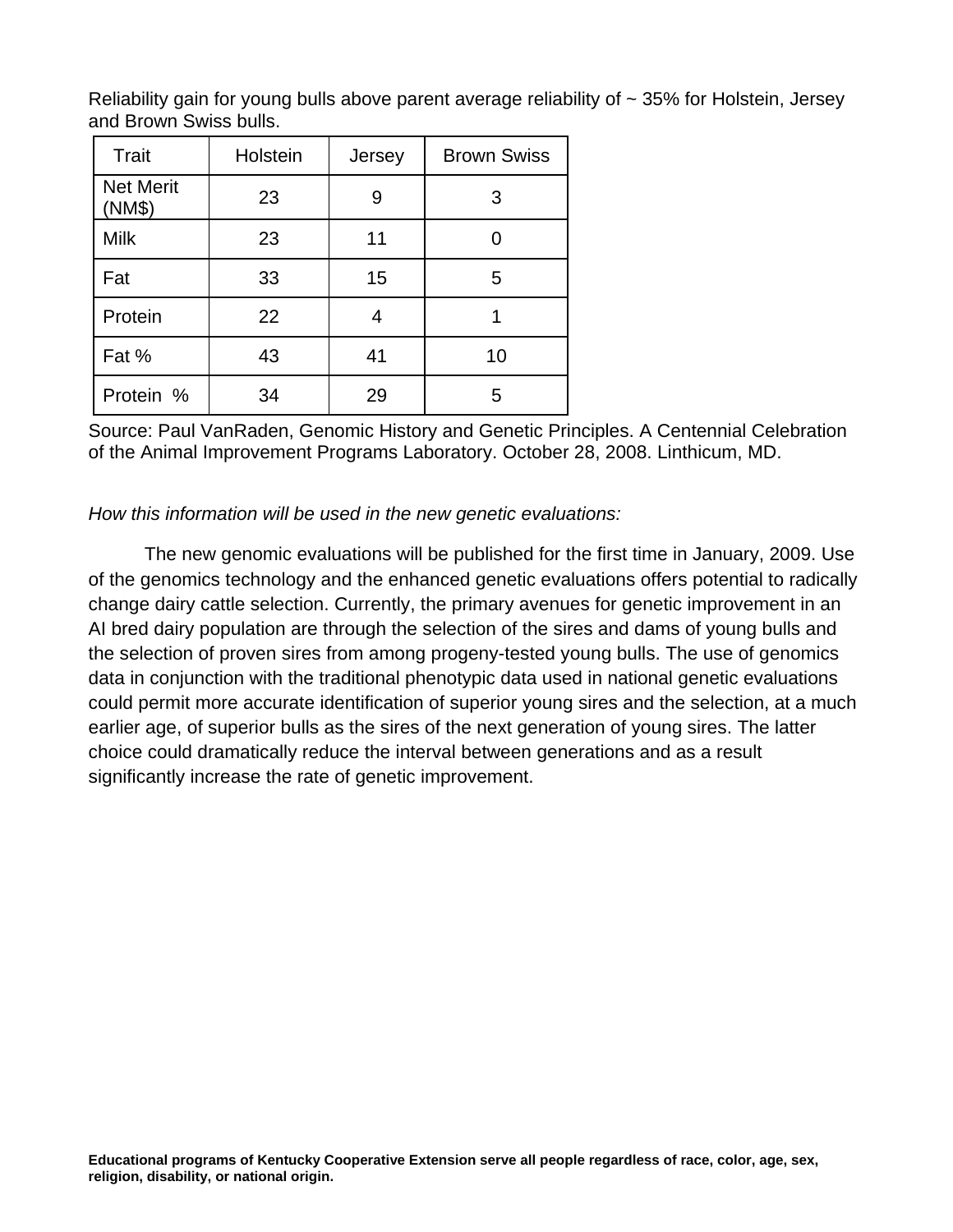Reliability gain for young bulls above parent average reliability of ~ 35% for Holstein, Jersey and Brown Swiss bulls.

| Trait | Holstein | Jersey | Brown Swiss |
|---|---|---|---|
| Net Merit (NM$) | 23 | 9 | 3 |
| Milk | 23 | 11 | 0 |
| Fat | 33 | 15 | 5 |
| Protein | 22 | 4 | 1 |
| Fat % | 43 | 41 | 10 |
| Protein % | 34 | 29 | 5 |

Source: Paul VanRaden, Genomic History and Genetic Principles. A Centennial Celebration of the Animal Improvement Programs Laboratory. October 28, 2008. Linthicum, MD.

*How this information will be used in the new genetic evaluations:*

The new genomic evaluations will be published for the first time in January, 2009. Use of the genomics technology and the enhanced genetic evaluations offers potential to radically change dairy cattle selection. Currently, the primary avenues for genetic improvement in an AI bred dairy population are through the selection of the sires and dams of young bulls and the selection of proven sires from among progeny-tested young bulls. The use of genomics data in conjunction with the traditional phenotypic data used in national genetic evaluations could permit more accurate identification of superior young sires and the selection, at a much earlier age, of superior bulls as the sires of the next generation of young sires. The latter choice could dramatically reduce the interval between generations and as a result significantly increase the rate of genetic improvement.

**Educational programs of Kentucky Cooperative Extension serve all people regardless of race, color, age, sex, religion, disability, or national origin.**